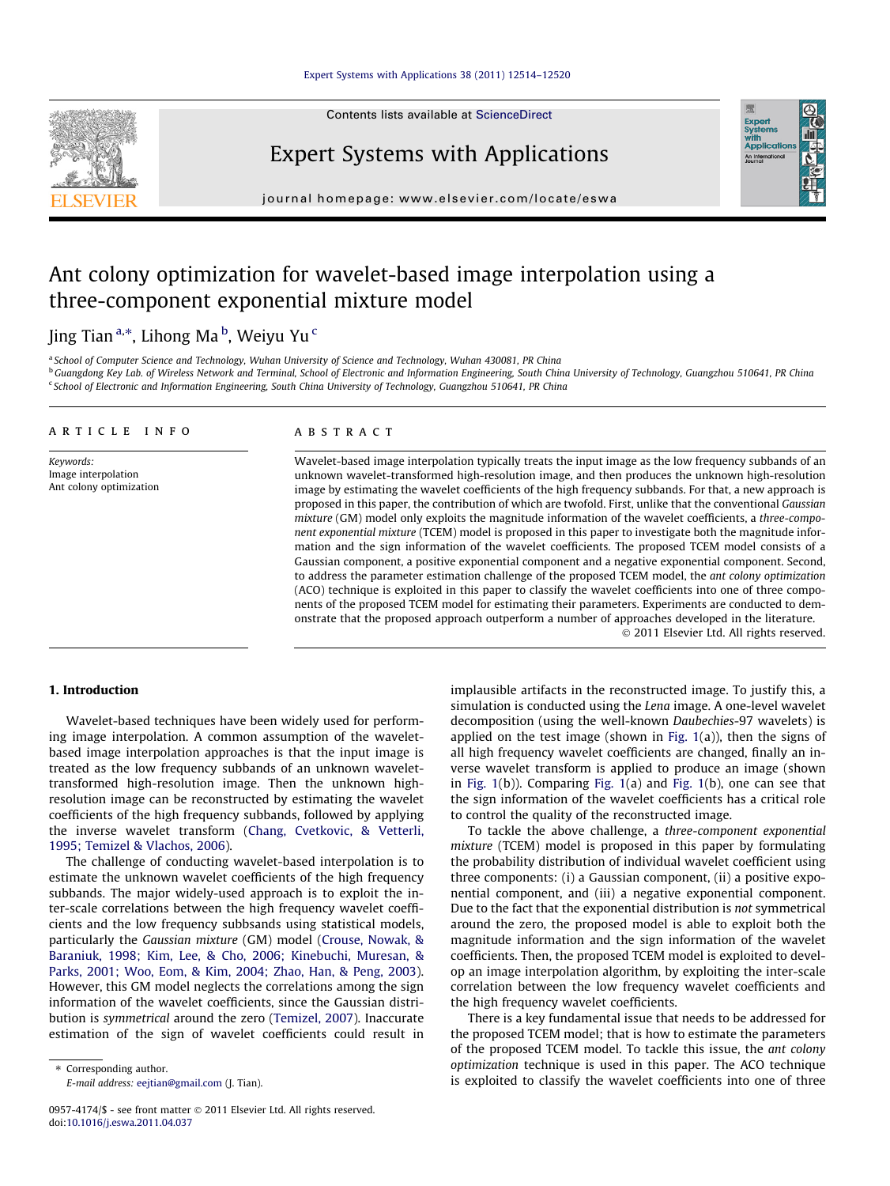# Ant colony optimization for wavelet-based image interpolation using a three-component exponential mixture model

Jing Tian [a,*], Lihong Ma [b], Weiyu Yu [c]

[a] School of Computer Science and Technology, Wuhan University of Science and Technology, Wuhan 430081, PR China
[b] Guangdong Key Lab. of Wireless Network and Terminal, School of Electronic and Information Engineering, South China University of Technology, Guangzhou 510641, PR China
[c] School of Electronic and Information Engineering, South China University of Technology, Guangzhou 510641, PR China

## ARTICLE INFO

*Keywords:*
Image interpolation
Ant colony optimization

## ABSTRACT

Wavelet-based image interpolation typically treats the input image as the low frequency subbands of an unknown wavelet-transformed high-resolution image, and then produces the unknown high-resolution image by estimating the wavelet coefficients of the high frequency subbands. For that, a new approach is proposed in this paper, the contribution of which are twofold. First, unlike that the conventional *Gaussian mixture* (GM) model only exploits the magnitude information of the wavelet coefficients, a *three-component exponential mixture* (TCEM) model is proposed in this paper to investigate both the magnitude information and the sign information of the wavelet coefficients. The proposed TCEM model consists of a Gaussian component, a positive exponential component and a negative exponential component. Second, to address the parameter estimation challenge of the proposed TCEM model, the *ant colony optimization* (ACO) technique is exploited in this paper to classify the wavelet coefficients into one of three components of the proposed TCEM model for estimating their parameters. Experiments are conducted to demonstrate that the proposed approach outperform a number of approaches developed in the literature.

© 2011 Elsevier Ltd. All rights reserved.

## 1. Introduction

Wavelet-based techniques have been widely used for performing image interpolation. A common assumption of the wavelet-based image interpolation approaches is that the input image is treated as the low frequency subbands of an unknown wavelet-transformed high-resolution image. Then the unknown high-resolution image can be reconstructed by estimating the wavelet coefficients of the high frequency subbands, followed by applying the inverse wavelet transform (Chang, Cvetkovic, & Vetterli, 1995; Temizel & Vlachos, 2006).

The challenge of conducting wavelet-based interpolation is to estimate the unknown wavelet coefficients of the high frequency subbands. The major widely-used approach is to exploit the inter-scale correlations between the high frequency wavelet coefficients and the low frequency subbsands using statistical models, particularly the *Gaussian mixture* (GM) model (Crouse, Nowak, & Baraniuk, 1998; Kim, Lee, & Cho, 2006; Kinebuchi, Muresan, & Parks, 2001; Woo, Eom, & Kim, 2004; Zhao, Han, & Peng, 2003). However, this GM model neglects the correlations among the sign information of the wavelet coefficients, since the Gaussian distribution is *symmetrical* around the zero (Temizel, 2007). Inaccurate estimation of the sign of wavelet coefficients could result in implausible artifacts in the reconstructed image. To justify this, a simulation is conducted using the *Lena* image. A one-level wavelet decomposition (using the well-known *Daubechies*-97 wavelets) is applied on the test image (shown in Fig. 1(a)), then the signs of all high frequency wavelet coefficients are changed, finally an inverse wavelet transform is applied to produce an image (shown in Fig. 1(b)). Comparing Fig. 1(a) and Fig. 1(b), one can see that the sign information of the wavelet coefficients has a critical role to control the quality of the reconstructed image.

To tackle the above challenge, a *three-component exponential mixture* (TCEM) model is proposed in this paper by formulating the probability distribution of individual wavelet coefficient using three components: (i) a Gaussian component, (ii) a positive exponential component, and (iii) a negative exponential component. Due to the fact that the exponential distribution is *not* symmetrical around the zero, the proposed model is able to exploit both the magnitude information and the sign information of the wavelet coefficients. Then, the proposed TCEM model is exploited to develop an image interpolation algorithm, by exploiting the inter-scale correlation between the low frequency wavelet coefficients and the high frequency wavelet coefficients.

There is a key fundamental issue that needs to be addressed for the proposed TCEM model; that is how to estimate the parameters of the proposed TCEM model. To tackle this issue, the *ant colony optimization* technique is used in this paper. The ACO technique is exploited to classify the wavelet coefficients into one of three

* Corresponding author.
E-mail address: eejtian@gmail.com (J. Tian).

0957-4174/$ - see front matter © 2011 Elsevier Ltd. All rights reserved.
doi:10.1016/j.eswa.2011.04.037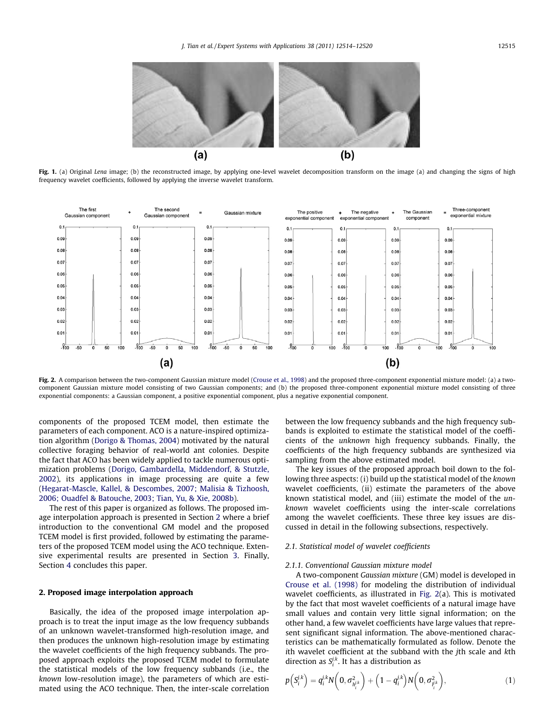Fig. 1. (a) Original *Lena* image; (b) the reconstructed image, by applying one-level wavelet decomposition transform on the image (a) and changing the signs of high frequency wavelet coefficients, followed by applying the inverse wavelet transform.

Fig. 2. A comparison between the two-component Gaussian mixture model (Crouse et al., 1998) and the proposed three-component exponential mixture model: (a) a two-component Gaussian mixture model consisting of two Gaussian components; and (b) the proposed three-component exponential mixture model consisting of three exponential components: a Gaussian component, a positive exponential component, plus a negative exponential component.

components of the proposed TCEM model, then estimate the parameters of each component. ACO is a nature-inspired optimization algorithm (Dorigo & Thomas, 2004) motivated by the natural collective foraging behavior of real-world ant colonies. Despite the fact that ACO has been widely applied to tackle numerous optimization problems (Dorigo, Gambardella, Middendorf, & Stutzle, 2002), its applications in image processing are quite a few (Hegarat-Mascle, Kallel, & Descombes, 2007; Malisia & Tizhoosh, 2006; Ouadfel & Batouche, 2003; Tian, Yu, & Xie, 2008b).

The rest of this paper is organized as follows. The proposed image interpolation approach is presented in Section 2 where a brief introduction to the conventional GM model and the proposed TCEM model is first provided, followed by estimating the parameters of the proposed TCEM model using the ACO technique. Extensive experimental results are presented in Section 3. Finally, Section 4 concludes this paper.

## 2. Proposed image interpolation approach

Basically, the idea of the proposed image interpolation approach is to treat the input image as the low frequency subbands of an unknown wavelet-transformed high-resolution image, and then produces the unknown high-resolution image by estimating the wavelet coefficients of the high frequency subbands. The proposed approach exploits the proposed TCEM model to formulate the statistical models of the low frequency subbands (i.e., the *known* low-resolution image), the parameters of which are estimated using the ACO technique. Then, the inter-scale correlation between the low frequency subbands and the high frequency subbands is exploited to estimate the statistical model of the coefficients of the *unknown* high frequency subbands. Finally, the coefficients of the high frequency subbands are synthesized via sampling from the above estimated model.

The key issues of the proposed approach boil down to the following three aspects: (i) build up the statistical model of the *known* wavelet coefficients, (ii) estimate the parameters of the above known statistical model, and (iii) estimate the model of the *unknown* wavelet coefficients using the inter-scale correlations among the wavelet coefficients. These three key issues are discussed in detail in the following subsections, respectively.

### 2.1. Statistical model of wavelet coefficients

#### 2.1.1. Conventional Gaussian mixture model

A two-component *Gaussian mixture* (GM) model is developed in Crouse et al. (1998) for modeling the distribution of individual wavelet coefficients, as illustrated in Fig. 2(a). This is motivated by the fact that most wavelet coefficients of a natural image have small values and contain very little signal information; on the other hand, a few wavelet coefficients have large values that represent significant signal information. The above-mentioned characteristics can be mathematically formulated as follow. Denote the $i$th wavelet coefficient at the subband with the $j$th scale and $k$th direction as $S_i^{j,k}$. It has a distribution as

$$p\left(S_i^{j,k}\right) = q_i^{j,k} N\left(0, \sigma^2_{h_i^{j,k}}\right) + \left(1 - q_i^{j,k}\right) N\left(0, \sigma^2_{l_i^{j,k}}\right), \tag{1}$$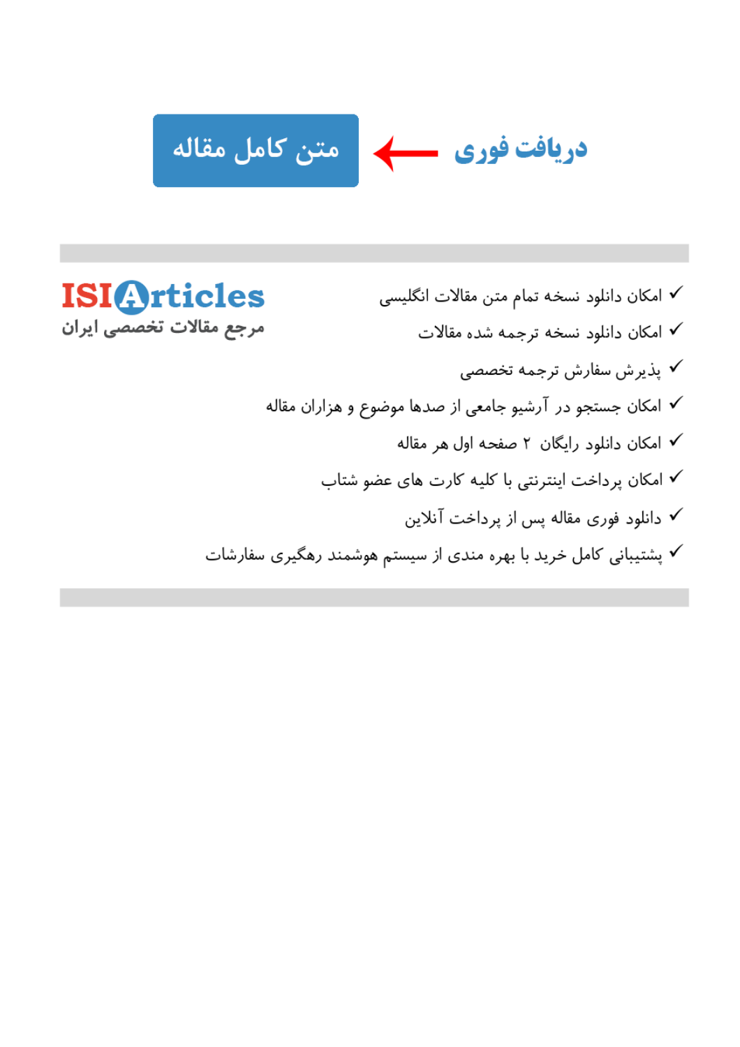دریافت فوری ← متن کامل مقاله

**ISIArticles**
مرجع مقالات تخصصی ایران

- ✓ امکان دانلود نسخه تمام متن مقالات انگلیسی
- ✓ امکان دانلود نسخه ترجمه شده مقالات
- ✓ پذیرش سفارش ترجمه تخصصی
- ✓ امکان جستجو در آرشیو جامعی از صدها موضوع و هزاران مقاله
- ✓ امکان دانلود رایگان ۲ صفحه اول هر مقاله
- ✓ امکان پرداخت اینترنتی با کلیه کارت های عضو شتاب
- ✓ دانلود فوری مقاله پس از پرداخت آنلاین
- ✓ پشتیبانی کامل خرید با بهره مندی از سیستم هوشمند رهگیری سفارشات